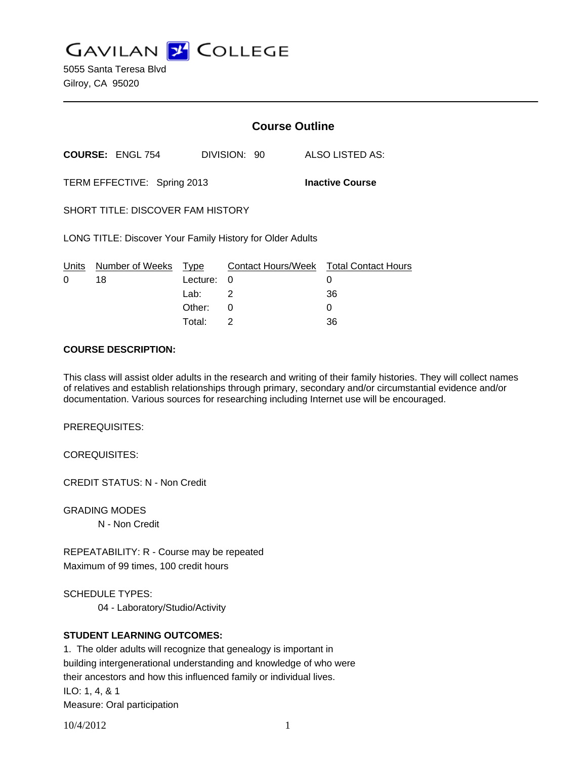# GAVILAN COLLEGE

5055 Santa Teresa Blvd
Gilroy, CA 95020

## Course Outline

**COURSE:** ENGL 754 DIVISION: 90 ALSO LISTED AS:

TERM EFFECTIVE: Spring 2013 **Inactive Course**

SHORT TITLE: DISCOVER FAM HISTORY

LONG TITLE: Discover Your Family History for Older Adults

| Units | Number of Weeks | Type | Contact Hours/Week | Total Contact Hours |
|---|---|---|---|---|
| 0 | 18 | Lecture: | 0 | 0 |
| | | Lab: | 2 | 36 |
| | | Other: | 0 | 0 |
| | | Total: | 2 | 36 |

**COURSE DESCRIPTION:**

This class will assist older adults in the research and writing of their family histories. They will collect names of relatives and establish relationships through primary, secondary and/or circumstantial evidence and/or documentation. Various sources for researching including Internet use will be encouraged.

PREREQUISITES:

COREQUISITES:

CREDIT STATUS: N - Non Credit

GRADING MODES

N - Non Credit

REPEATABILITY: R - Course may be repeated
Maximum of 99 times, 100 credit hours

SCHEDULE TYPES:

04 - Laboratory/Studio/Activity

**STUDENT LEARNING OUTCOMES:**

1. The older adults will recognize that genealogy is important in building intergenerational understanding and knowledge of who were their ancestors and how this influenced family or individual lives.
ILO: 1, 4, & 1
Measure: Oral participation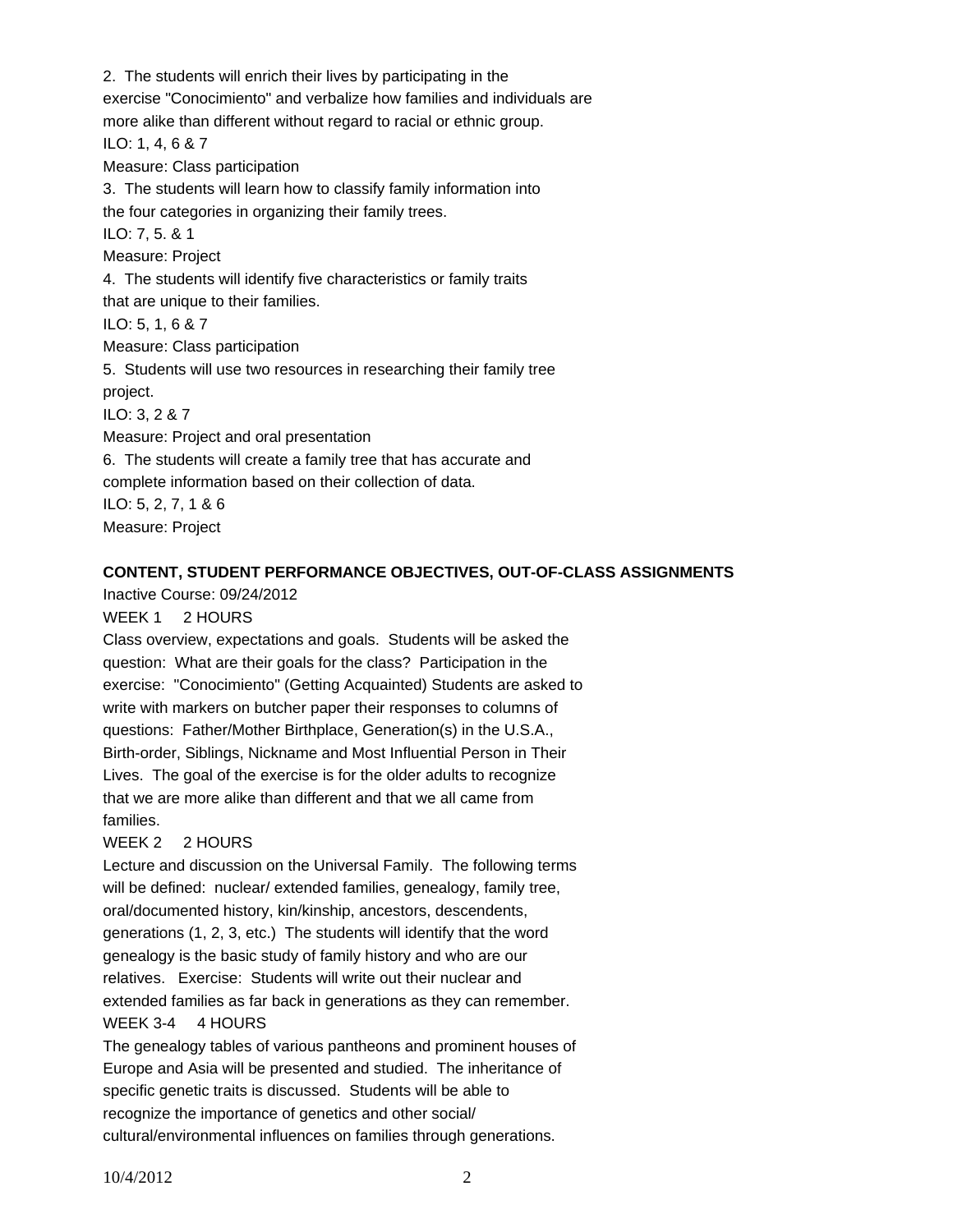2. The students will enrich their lives by participating in the exercise "Conocimiento" and verbalize how families and individuals are more alike than different without regard to racial or ethnic group.
ILO: 1, 4, 6 & 7
Measure: Class participation

3. The students will learn how to classify family information into the four categories in organizing their family trees.
ILO: 7, 5. & 1
Measure: Project

4. The students will identify five characteristics or family traits that are unique to their families.
ILO: 5, 1, 6 & 7
Measure: Class participation

5. Students will use two resources in researching their family tree project.
ILO: 3, 2 & 7
Measure: Project and oral presentation

6. The students will create a family tree that has accurate and complete information based on their collection of data.
ILO: 5, 2, 7, 1 & 6
Measure: Project

**CONTENT, STUDENT PERFORMANCE OBJECTIVES, OUT-OF-CLASS ASSIGNMENTS**

Inactive Course: 09/24/2012

WEEK 1 2 HOURS

Class overview, expectations and goals. Students will be asked the question: What are their goals for the class? Participation in the exercise: "Conocimiento" (Getting Acquainted) Students are asked to write with markers on butcher paper their responses to columns of questions: Father/Mother Birthplace, Generation(s) in the U.S.A., Birth-order, Siblings, Nickname and Most Influential Person in Their Lives. The goal of the exercise is for the older adults to recognize that we are more alike than different and that we all came from families.

WEEK 2 2 HOURS

Lecture and discussion on the Universal Family. The following terms will be defined: nuclear/ extended families, genealogy, family tree, oral/documented history, kin/kinship, ancestors, descendents, generations (1, 2, 3, etc.) The students will identify that the word genealogy is the basic study of family history and who are our relatives. Exercise: Students will write out their nuclear and extended families as far back in generations as they can remember.

WEEK 3-4 4 HOURS

The genealogy tables of various pantheons and prominent houses of Europe and Asia will be presented and studied. The inheritance of specific genetic traits is discussed. Students will be able to recognize the importance of genetics and other social/ cultural/environmental influences on families through generations.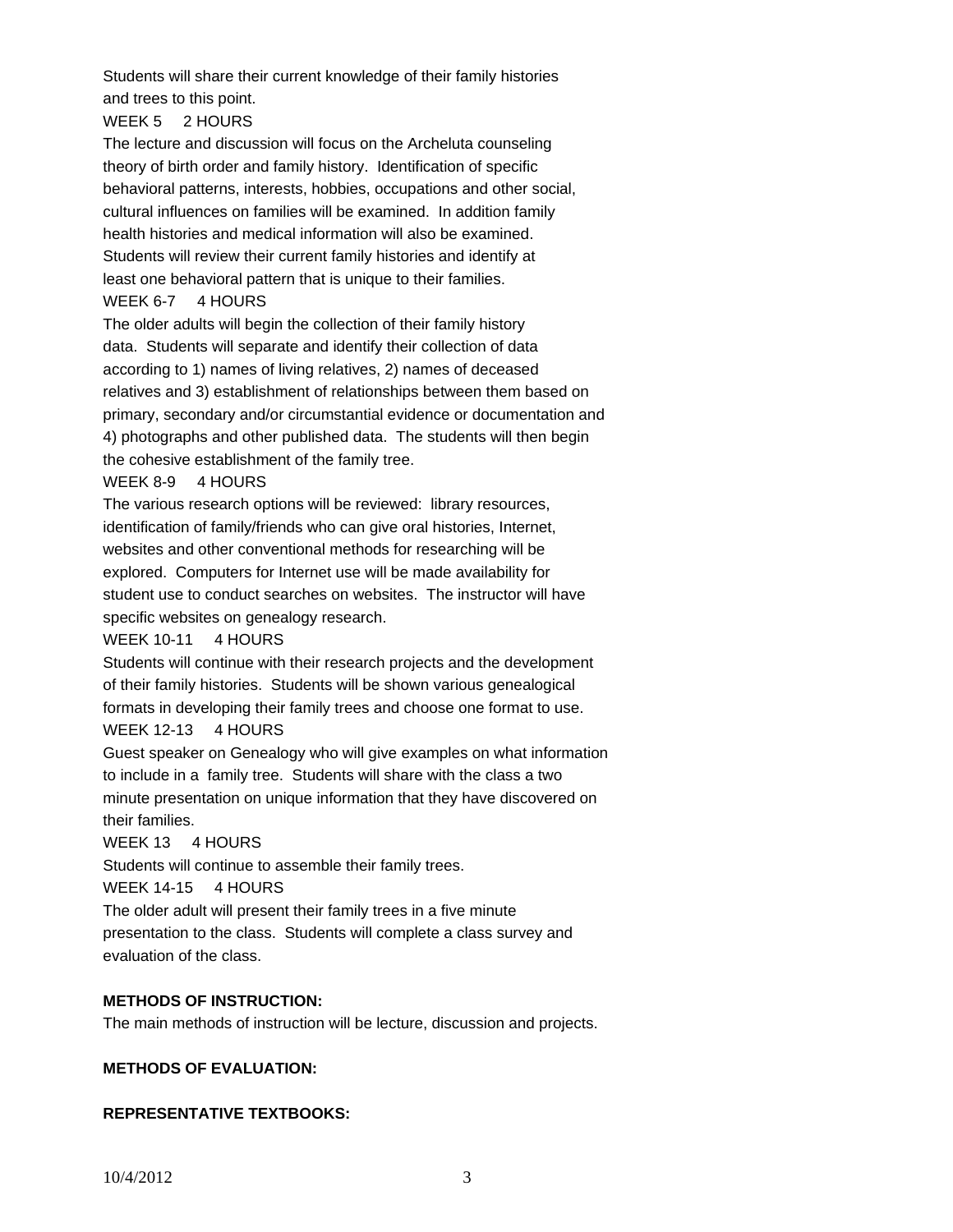Students will share their current knowledge of their family histories and trees to this point.

WEEK 5 2 HOURS

The lecture and discussion will focus on the Archeluta counseling theory of birth order and family history. Identification of specific behavioral patterns, interests, hobbies, occupations and other social, cultural influences on families will be examined. In addition family health histories and medical information will also be examined. Students will review their current family histories and identify at least one behavioral pattern that is unique to their families.

WEEK 6-7 4 HOURS

The older adults will begin the collection of their family history data. Students will separate and identify their collection of data according to 1) names of living relatives, 2) names of deceased relatives and 3) establishment of relationships between them based on primary, secondary and/or circumstantial evidence or documentation and 4) photographs and other published data. The students will then begin the cohesive establishment of the family tree.

WEEK 8-9 4 HOURS

The various research options will be reviewed: library resources, identification of family/friends who can give oral histories, Internet, websites and other conventional methods for researching will be explored. Computers for Internet use will be made availability for student use to conduct searches on websites. The instructor will have specific websites on genealogy research.

WEEK 10-11 4 HOURS

Students will continue with their research projects and the development of their family histories. Students will be shown various genealogical formats in developing their family trees and choose one format to use.

WEEK 12-13 4 HOURS

Guest speaker on Genealogy who will give examples on what information to include in a family tree. Students will share with the class a two minute presentation on unique information that they have discovered on their families.

WEEK 13 4 HOURS

Students will continue to assemble their family trees.

WEEK 14-15 4 HOURS

The older adult will present their family trees in a five minute presentation to the class. Students will complete a class survey and evaluation of the class.

**METHODS OF INSTRUCTION:**

The main methods of instruction will be lecture, discussion and projects.

**METHODS OF EVALUATION:**

**REPRESENTATIVE TEXTBOOKS:**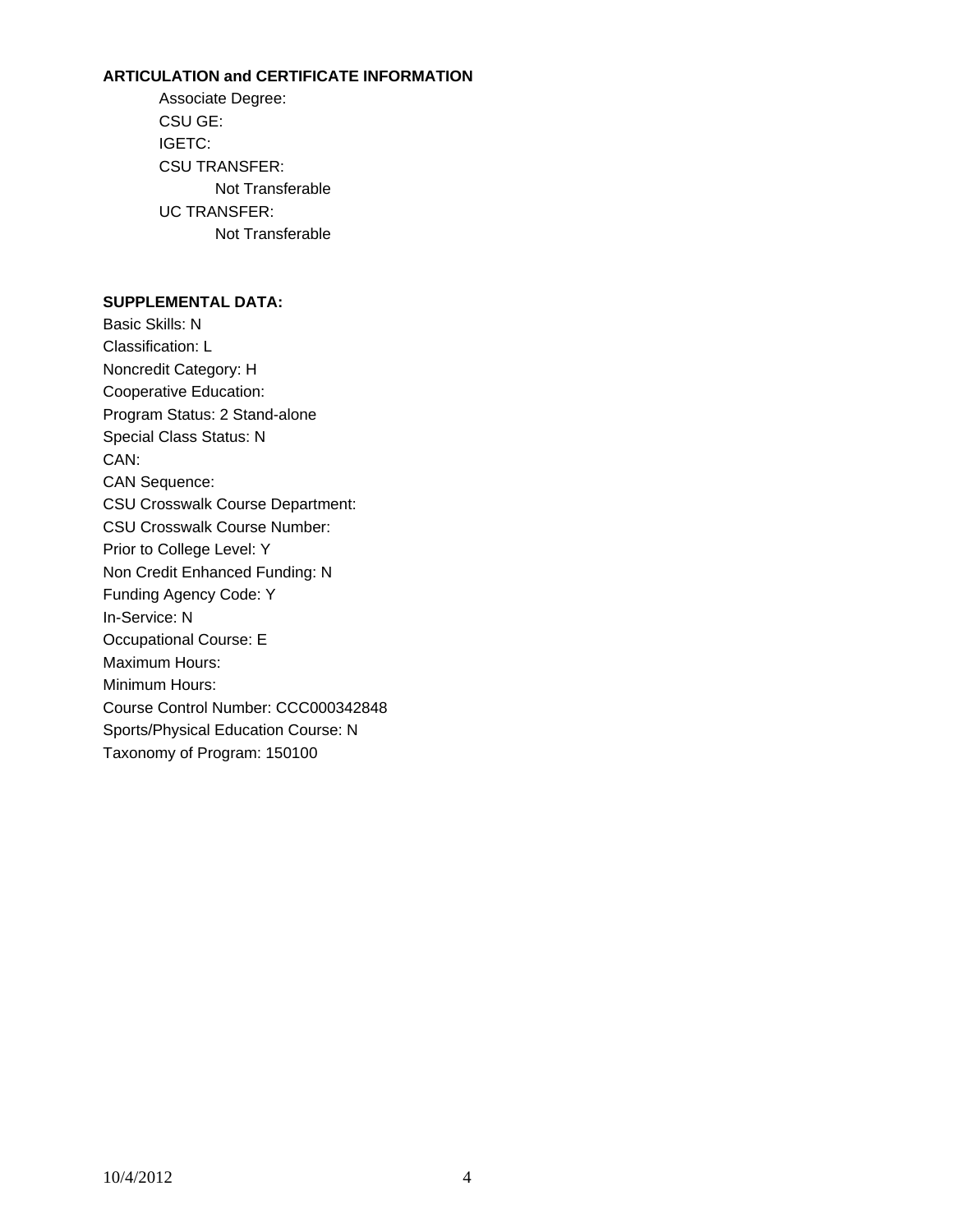**ARTICULATION and CERTIFICATE INFORMATION**

Associate Degree:
CSU GE:
IGETC:
CSU TRANSFER:
Not Transferable
UC TRANSFER:
Not Transferable

**SUPPLEMENTAL DATA:**

Basic Skills: N
Classification: L
Noncredit Category: H
Cooperative Education:
Program Status: 2 Stand-alone
Special Class Status: N
CAN:
CAN Sequence:
CSU Crosswalk Course Department:
CSU Crosswalk Course Number:
Prior to College Level: Y
Non Credit Enhanced Funding: N
Funding Agency Code: Y
In-Service: N
Occupational Course: E
Maximum Hours:
Minimum Hours:
Course Control Number: CCC000342848
Sports/Physical Education Course: N
Taxonomy of Program: 150100